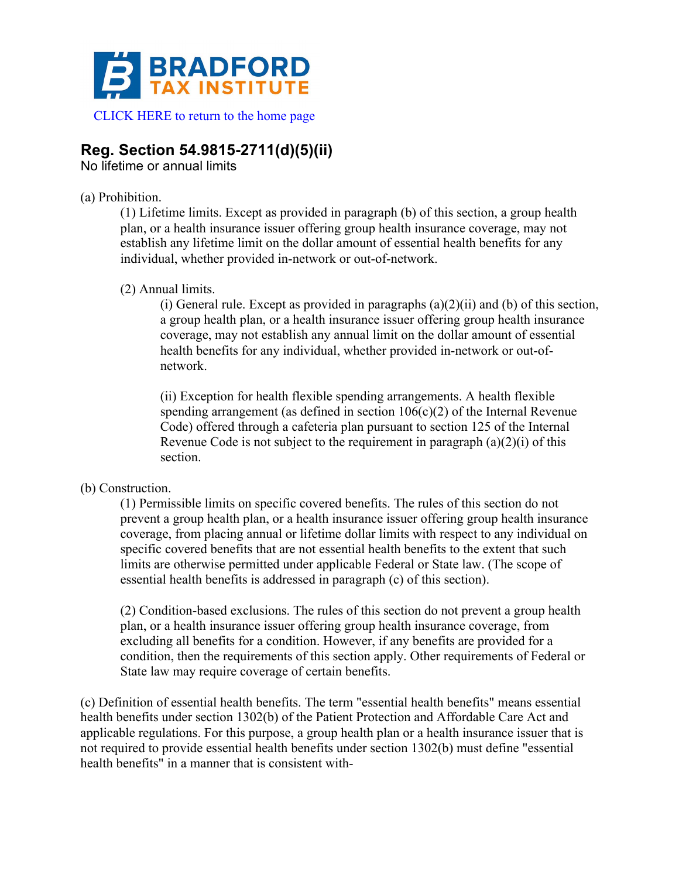BRADFORD TAX INSTITUTE

CLICK HERE to return to the home page

## Reg. Section 54.9815-2711(d)(5)(ii)

No lifetime or annual limits

(a) Prohibition.

(1) Lifetime limits. Except as provided in paragraph (b) of this section, a group health plan, or a health insurance issuer offering group health insurance coverage, may not establish any lifetime limit on the dollar amount of essential health benefits for any individual, whether provided in-network or out-of-network.

(2) Annual limits.

(i) General rule. Except as provided in paragraphs (a)(2)(ii) and (b) of this section, a group health plan, or a health insurance issuer offering group health insurance coverage, may not establish any annual limit on the dollar amount of essential health benefits for any individual, whether provided in-network or out-of-network.

(ii) Exception for health flexible spending arrangements. A health flexible spending arrangement (as defined in section 106(c)(2) of the Internal Revenue Code) offered through a cafeteria plan pursuant to section 125 of the Internal Revenue Code is not subject to the requirement in paragraph (a)(2)(i) of this section.

(b) Construction.

(1) Permissible limits on specific covered benefits. The rules of this section do not prevent a group health plan, or a health insurance issuer offering group health insurance coverage, from placing annual or lifetime dollar limits with respect to any individual on specific covered benefits that are not essential health benefits to the extent that such limits are otherwise permitted under applicable Federal or State law. (The scope of essential health benefits is addressed in paragraph (c) of this section).

(2) Condition-based exclusions. The rules of this section do not prevent a group health plan, or a health insurance issuer offering group health insurance coverage, from excluding all benefits for a condition. However, if any benefits are provided for a condition, then the requirements of this section apply. Other requirements of Federal or State law may require coverage of certain benefits.

(c) Definition of essential health benefits. The term "essential health benefits" means essential health benefits under section 1302(b) of the Patient Protection and Affordable Care Act and applicable regulations. For this purpose, a group health plan or a health insurance issuer that is not required to provide essential health benefits under section 1302(b) must define "essential health benefits" in a manner that is consistent with-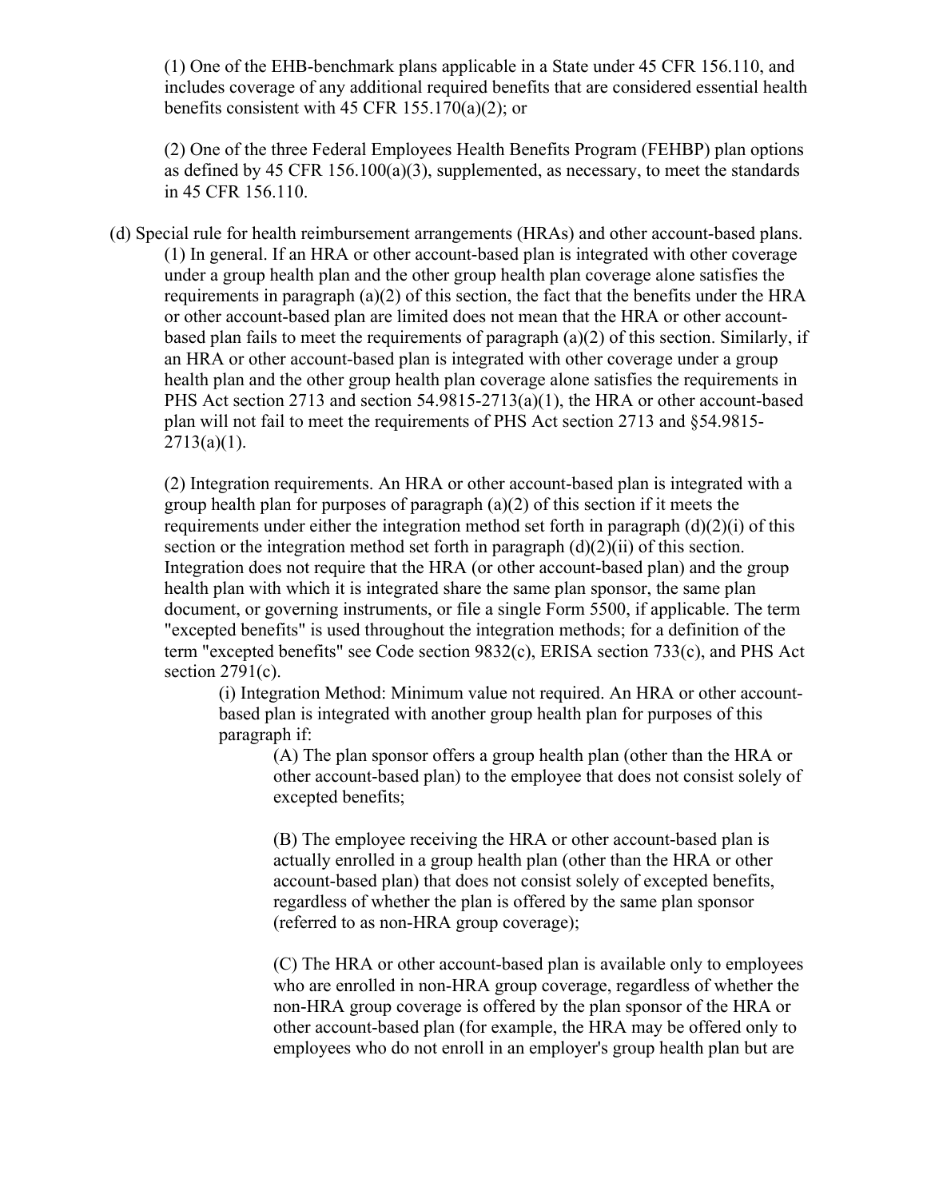(1) One of the EHB-benchmark plans applicable in a State under 45 CFR 156.110, and includes coverage of any additional required benefits that are considered essential health benefits consistent with 45 CFR 155.170(a)(2); or

(2) One of the three Federal Employees Health Benefits Program (FEHBP) plan options as defined by 45 CFR 156.100(a)(3), supplemented, as necessary, to meet the standards in 45 CFR 156.110.

(d) Special rule for health reimbursement arrangements (HRAs) and other account-based plans.

(1) In general. If an HRA or other account-based plan is integrated with other coverage under a group health plan and the other group health plan coverage alone satisfies the requirements in paragraph (a)(2) of this section, the fact that the benefits under the HRA or other account-based plan are limited does not mean that the HRA or other account-based plan fails to meet the requirements of paragraph (a)(2) of this section. Similarly, if an HRA or other account-based plan is integrated with other coverage under a group health plan and the other group health plan coverage alone satisfies the requirements in PHS Act section 2713 and section 54.9815-2713(a)(1), the HRA or other account-based plan will not fail to meet the requirements of PHS Act section 2713 and §54.9815-2713(a)(1).

(2) Integration requirements. An HRA or other account-based plan is integrated with a group health plan for purposes of paragraph (a)(2) of this section if it meets the requirements under either the integration method set forth in paragraph (d)(2)(i) of this section or the integration method set forth in paragraph (d)(2)(ii) of this section. Integration does not require that the HRA (or other account-based plan) and the group health plan with which it is integrated share the same plan sponsor, the same plan document, or governing instruments, or file a single Form 5500, if applicable. The term "excepted benefits" is used throughout the integration methods; for a definition of the term "excepted benefits" see Code section 9832(c), ERISA section 733(c), and PHS Act section 2791(c).

(i) Integration Method: Minimum value not required. An HRA or other account-based plan is integrated with another group health plan for purposes of this paragraph if:

(A) The plan sponsor offers a group health plan (other than the HRA or other account-based plan) to the employee that does not consist solely of excepted benefits;

(B) The employee receiving the HRA or other account-based plan is actually enrolled in a group health plan (other than the HRA or other account-based plan) that does not consist solely of excepted benefits, regardless of whether the plan is offered by the same plan sponsor (referred to as non-HRA group coverage);

(C) The HRA or other account-based plan is available only to employees who are enrolled in non-HRA group coverage, regardless of whether the non-HRA group coverage is offered by the plan sponsor of the HRA or other account-based plan (for example, the HRA may be offered only to employees who do not enroll in an employer's group health plan but are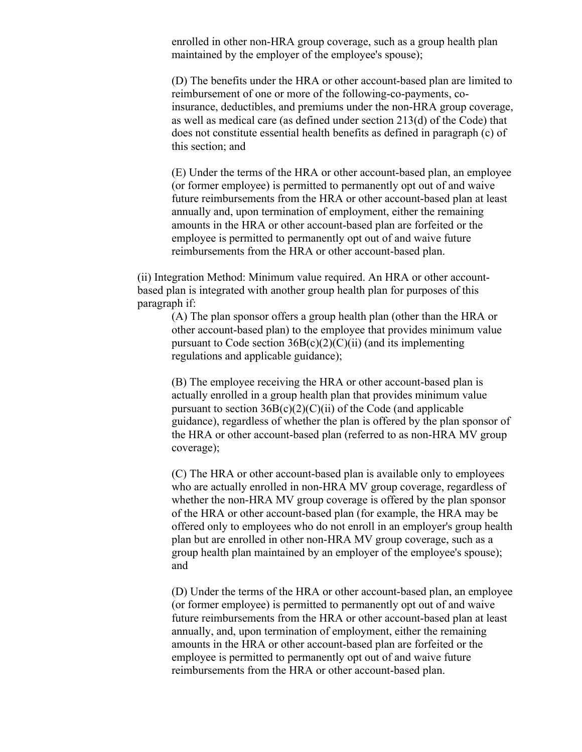enrolled in other non-HRA group coverage, such as a group health plan maintained by the employer of the employee's spouse);

(D) The benefits under the HRA or other account-based plan are limited to reimbursement of one or more of the following-co-payments, co-insurance, deductibles, and premiums under the non-HRA group coverage, as well as medical care (as defined under section 213(d) of the Code) that does not constitute essential health benefits as defined in paragraph (c) of this section; and

(E) Under the terms of the HRA or other account-based plan, an employee (or former employee) is permitted to permanently opt out of and waive future reimbursements from the HRA or other account-based plan at least annually and, upon termination of employment, either the remaining amounts in the HRA or other account-based plan are forfeited or the employee is permitted to permanently opt out of and waive future reimbursements from the HRA or other account-based plan.

(ii) Integration Method: Minimum value required. An HRA or other account-based plan is integrated with another group health plan for purposes of this paragraph if:

(A) The plan sponsor offers a group health plan (other than the HRA or other account-based plan) to the employee that provides minimum value pursuant to Code section 36B(c)(2)(C)(ii) (and its implementing regulations and applicable guidance);

(B) The employee receiving the HRA or other account-based plan is actually enrolled in a group health plan that provides minimum value pursuant to section 36B(c)(2)(C)(ii) of the Code (and applicable guidance), regardless of whether the plan is offered by the plan sponsor of the HRA or other account-based plan (referred to as non-HRA MV group coverage);

(C) The HRA or other account-based plan is available only to employees who are actually enrolled in non-HRA MV group coverage, regardless of whether the non-HRA MV group coverage is offered by the plan sponsor of the HRA or other account-based plan (for example, the HRA may be offered only to employees who do not enroll in an employer's group health plan but are enrolled in other non-HRA MV group coverage, such as a group health plan maintained by an employer of the employee's spouse); and

(D) Under the terms of the HRA or other account-based plan, an employee (or former employee) is permitted to permanently opt out of and waive future reimbursements from the HRA or other account-based plan at least annually, and, upon termination of employment, either the remaining amounts in the HRA or other account-based plan are forfeited or the employee is permitted to permanently opt out of and waive future reimbursements from the HRA or other account-based plan.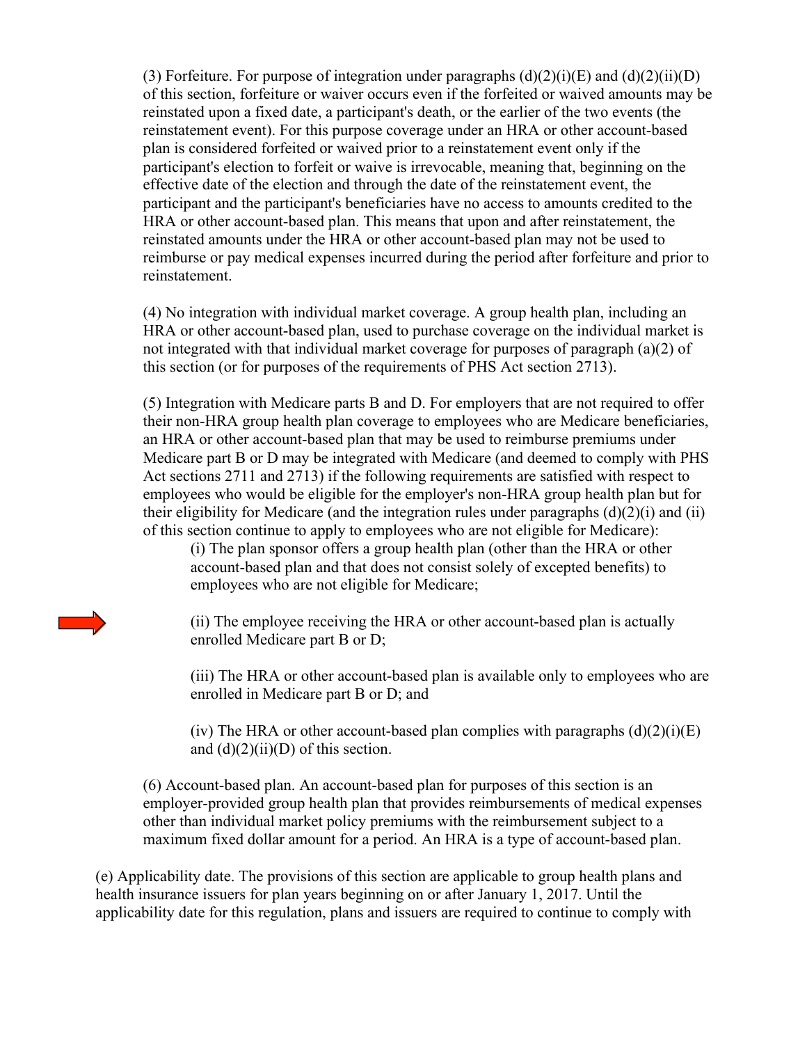(3) Forfeiture. For purpose of integration under paragraphs (d)(2)(i)(E) and (d)(2)(ii)(D) of this section, forfeiture or waiver occurs even if the forfeited or waived amounts may be reinstated upon a fixed date, a participant's death, or the earlier of the two events (the reinstatement event). For this purpose coverage under an HRA or other account-based plan is considered forfeited or waived prior to a reinstatement event only if the participant's election to forfeit or waive is irrevocable, meaning that, beginning on the effective date of the election and through the date of the reinstatement event, the participant and the participant's beneficiaries have no access to amounts credited to the HRA or other account-based plan. This means that upon and after reinstatement, the reinstated amounts under the HRA or other account-based plan may not be used to reimburse or pay medical expenses incurred during the period after forfeiture and prior to reinstatement.

(4) No integration with individual market coverage. A group health plan, including an HRA or other account-based plan, used to purchase coverage on the individual market is not integrated with that individual market coverage for purposes of paragraph (a)(2) of this section (or for purposes of the requirements of PHS Act section 2713).

(5) Integration with Medicare parts B and D. For employers that are not required to offer their non-HRA group health plan coverage to employees who are Medicare beneficiaries, an HRA or other account-based plan that may be used to reimburse premiums under Medicare part B or D may be integrated with Medicare (and deemed to comply with PHS Act sections 2711 and 2713) if the following requirements are satisfied with respect to employees who would be eligible for the employer's non-HRA group health plan but for their eligibility for Medicare (and the integration rules under paragraphs (d)(2)(i) and (ii) of this section continue to apply to employees who are not eligible for Medicare):

(i) The plan sponsor offers a group health plan (other than the HRA or other account-based plan and that does not consist solely of excepted benefits) to employees who are not eligible for Medicare;

(ii) The employee receiving the HRA or other account-based plan is actually enrolled Medicare part B or D;

(iii) The HRA or other account-based plan is available only to employees who are enrolled in Medicare part B or D; and

(iv) The HRA or other account-based plan complies with paragraphs (d)(2)(i)(E) and (d)(2)(ii)(D) of this section.

(6) Account-based plan. An account-based plan for purposes of this section is an employer-provided group health plan that provides reimbursements of medical expenses other than individual market policy premiums with the reimbursement subject to a maximum fixed dollar amount for a period. An HRA is a type of account-based plan.

(e) Applicability date. The provisions of this section are applicable to group health plans and health insurance issuers for plan years beginning on or after January 1, 2017. Until the applicability date for this regulation, plans and issuers are required to continue to comply with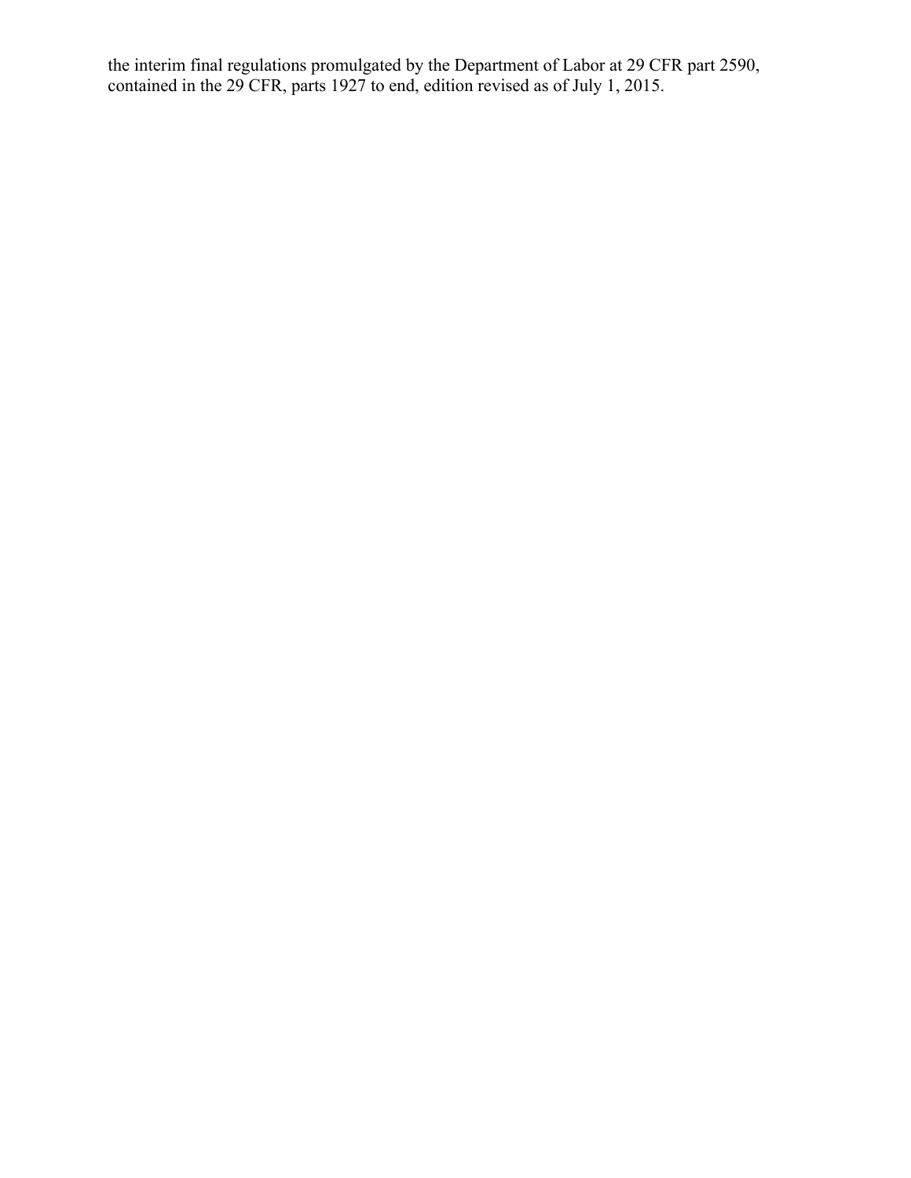the interim final regulations promulgated by the Department of Labor at 29 CFR part 2590, contained in the 29 CFR, parts 1927 to end, edition revised as of July 1, 2015.